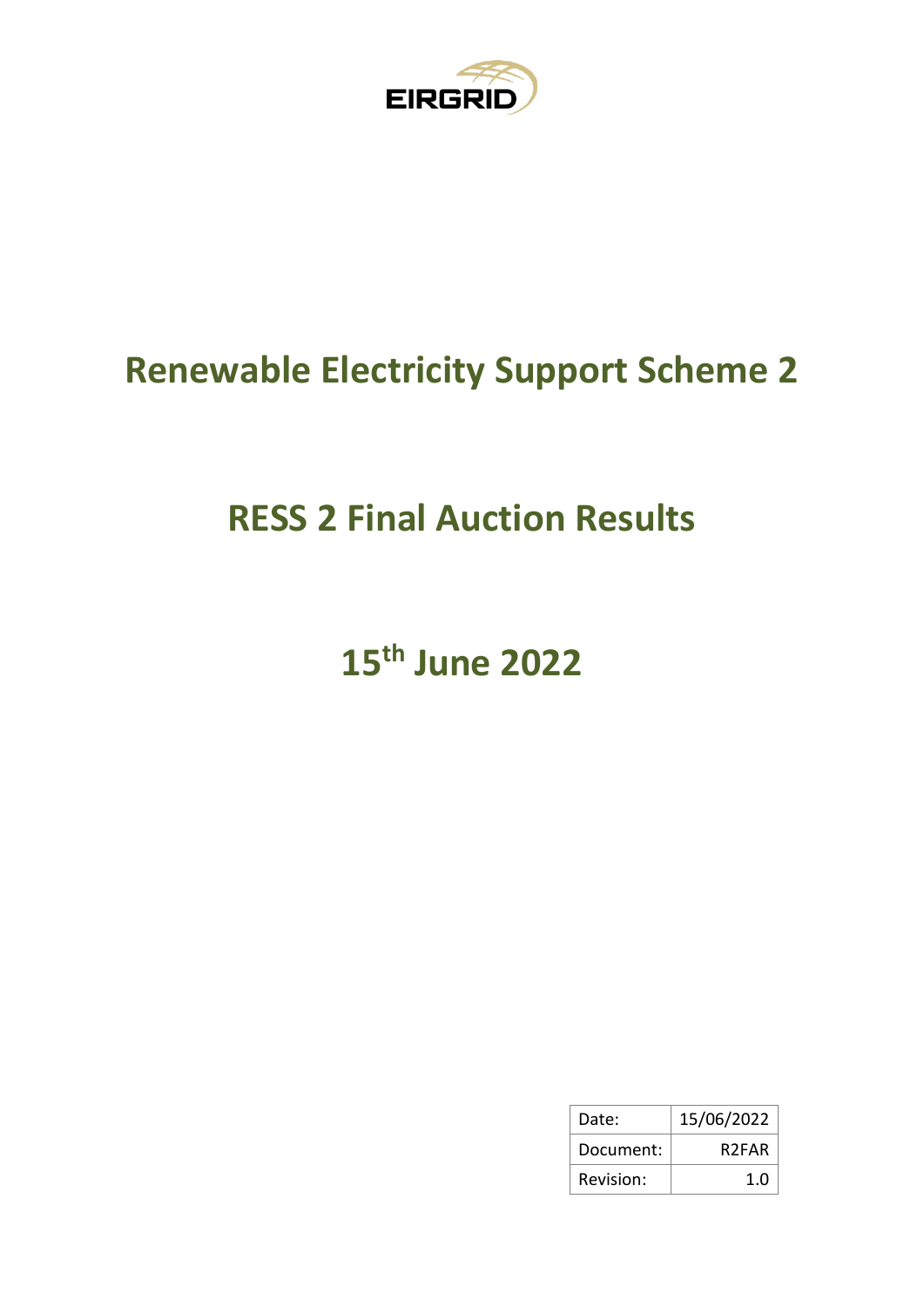EIRGRID

# Renewable Electricity Support Scheme 2

# RESS 2 Final Auction Results

# 15th June 2022

| Date: | 15/06/2022 |
|---|---|
| Document: | R2FAR |
| Revision: | 1.0 |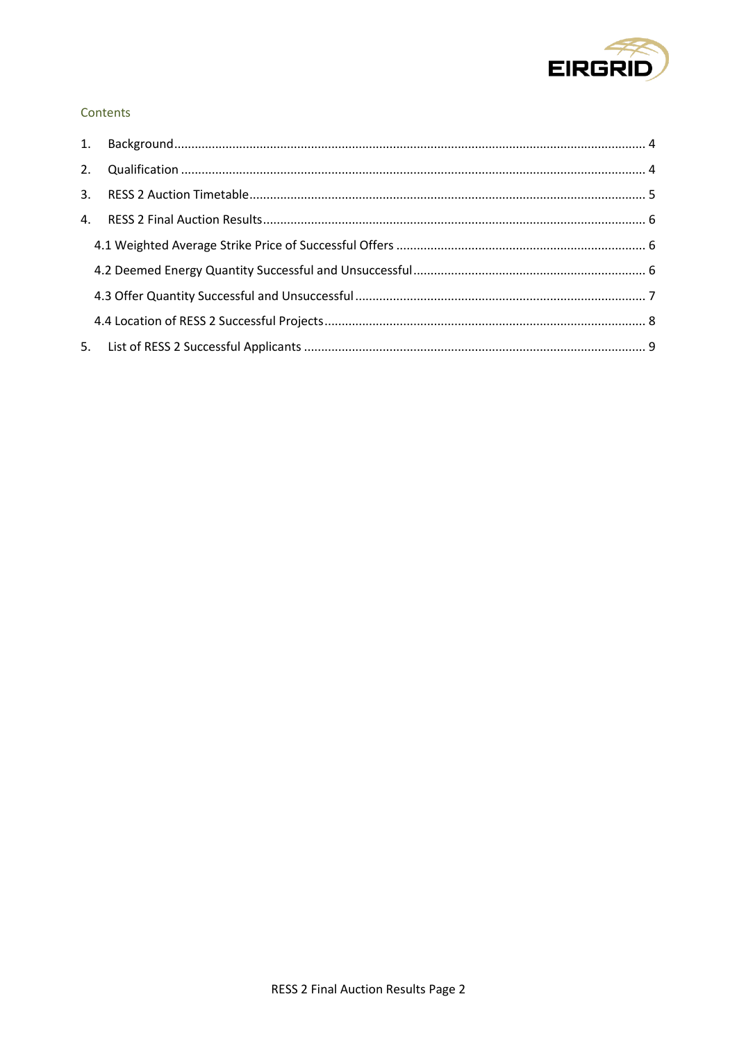Contents

1. Background ........ 4
2. Qualification ........ 4
3. RESS 2 Auction Timetable ........ 5
4. RESS 2 Final Auction Results ........ 6
   - 4.1 Weighted Average Strike Price of Successful Offers ........ 6
   - 4.2 Deemed Energy Quantity Successful and Unsuccessful ........ 6
   - 4.3 Offer Quantity Successful and Unsuccessful ........ 7
   - 4.4 Location of RESS 2 Successful Projects ........ 8
5. List of RESS 2 Successful Applicants ........ 9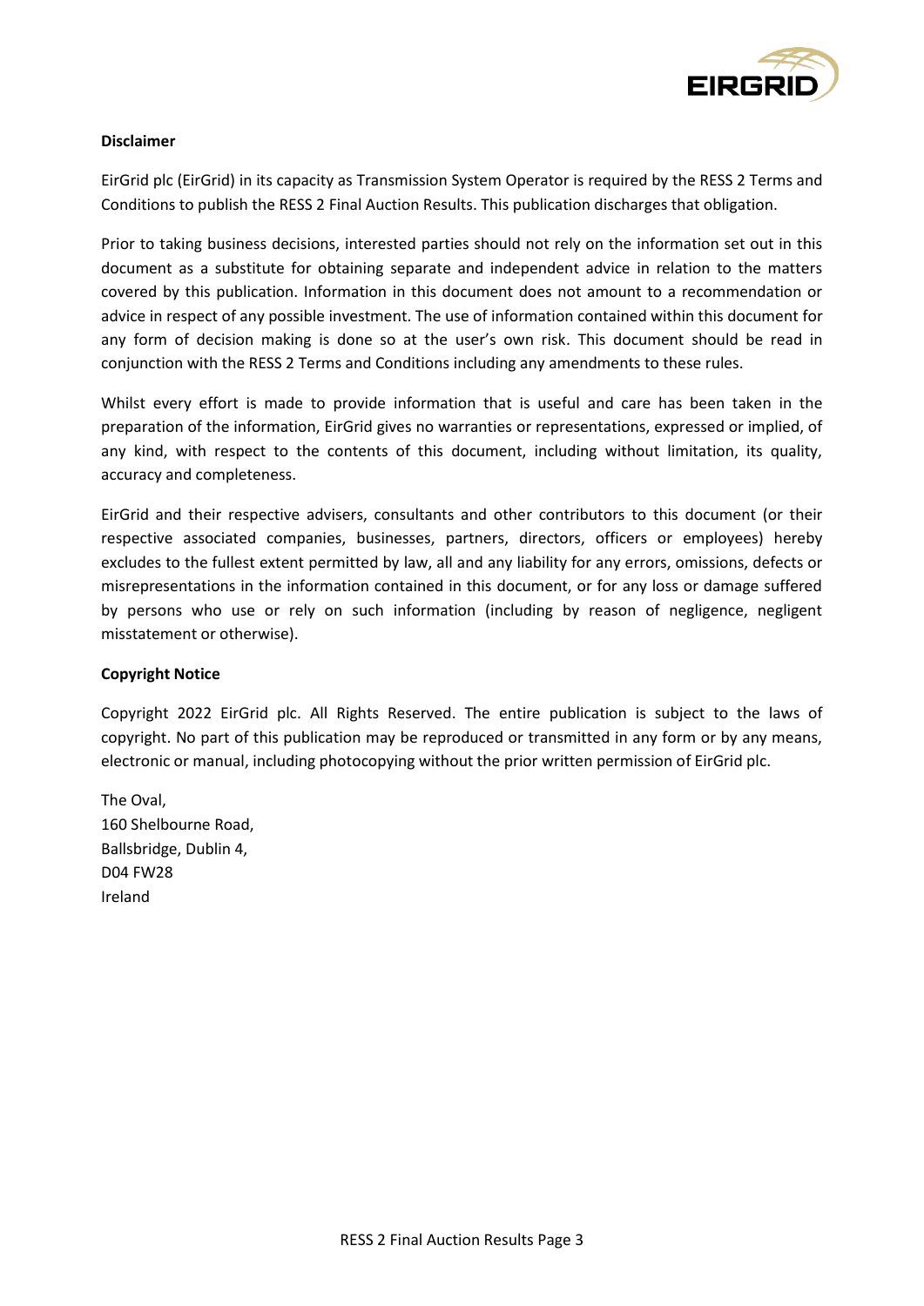**Disclaimer**

EirGrid plc (EirGrid) in its capacity as Transmission System Operator is required by the RESS 2 Terms and Conditions to publish the RESS 2 Final Auction Results. This publication discharges that obligation.

Prior to taking business decisions, interested parties should not rely on the information set out in this document as a substitute for obtaining separate and independent advice in relation to the matters covered by this publication. Information in this document does not amount to a recommendation or advice in respect of any possible investment. The use of information contained within this document for any form of decision making is done so at the user's own risk. This document should be read in conjunction with the RESS 2 Terms and Conditions including any amendments to these rules.

Whilst every effort is made to provide information that is useful and care has been taken in the preparation of the information, EirGrid gives no warranties or representations, expressed or implied, of any kind, with respect to the contents of this document, including without limitation, its quality, accuracy and completeness.

EirGrid and their respective advisers, consultants and other contributors to this document (or their respective associated companies, businesses, partners, directors, officers or employees) hereby excludes to the fullest extent permitted by law, all and any liability for any errors, omissions, defects or misrepresentations in the information contained in this document, or for any loss or damage suffered by persons who use or rely on such information (including by reason of negligence, negligent misstatement or otherwise).

**Copyright Notice**

Copyright 2022 EirGrid plc. All Rights Reserved. The entire publication is subject to the laws of copyright. No part of this publication may be reproduced or transmitted in any form or by any means, electronic or manual, including photocopying without the prior written permission of EirGrid plc.

The Oval,
160 Shelbourne Road,
Ballsbridge, Dublin 4,
D04 FW28
Ireland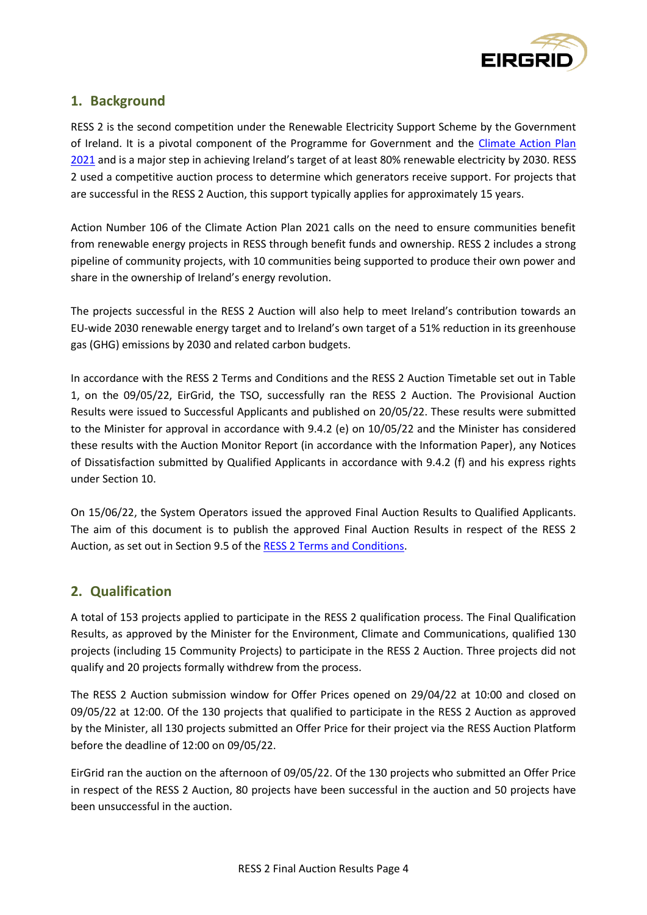## 1. Background

RESS 2 is the second competition under the Renewable Electricity Support Scheme by the Government of Ireland. It is a pivotal component of the Programme for Government and the [Climate Action Plan 2021](Climate Action Plan 2021) and is a major step in achieving Ireland's target of at least 80% renewable electricity by 2030. RESS 2 used a competitive auction process to determine which generators receive support. For projects that are successful in the RESS 2 Auction, this support typically applies for approximately 15 years.

Action Number 106 of the Climate Action Plan 2021 calls on the need to ensure communities benefit from renewable energy projects in RESS through benefit funds and ownership. RESS 2 includes a strong pipeline of community projects, with 10 communities being supported to produce their own power and share in the ownership of Ireland's energy revolution.

The projects successful in the RESS 2 Auction will also help to meet Ireland's contribution towards an EU-wide 2030 renewable energy target and to Ireland's own target of a 51% reduction in its greenhouse gas (GHG) emissions by 2030 and related carbon budgets.

In accordance with the RESS 2 Terms and Conditions and the RESS 2 Auction Timetable set out in Table 1, on the 09/05/22, EirGrid, the TSO, successfully ran the RESS 2 Auction. The Provisional Auction Results were issued to Successful Applicants and published on 20/05/22. These results were submitted to the Minister for approval in accordance with 9.4.2 (e) on 10/05/22 and the Minister has considered these results with the Auction Monitor Report (in accordance with the Information Paper), any Notices of Dissatisfaction submitted by Qualified Applicants in accordance with 9.4.2 (f) and his express rights under Section 10.

On 15/06/22, the System Operators issued the approved Final Auction Results to Qualified Applicants. The aim of this document is to publish the approved Final Auction Results in respect of the RESS 2 Auction, as set out in Section 9.5 of the RESS 2 Terms and Conditions.

## 2. Qualification

A total of 153 projects applied to participate in the RESS 2 qualification process. The Final Qualification Results, as approved by the Minister for the Environment, Climate and Communications, qualified 130 projects (including 15 Community Projects) to participate in the RESS 2 Auction. Three projects did not qualify and 20 projects formally withdrew from the process.

The RESS 2 Auction submission window for Offer Prices opened on 29/04/22 at 10:00 and closed on 09/05/22 at 12:00. Of the 130 projects that qualified to participate in the RESS 2 Auction as approved by the Minister, all 130 projects submitted an Offer Price for their project via the RESS Auction Platform before the deadline of 12:00 on 09/05/22.

EirGrid ran the auction on the afternoon of 09/05/22. Of the 130 projects who submitted an Offer Price in respect of the RESS 2 Auction, 80 projects have been successful in the auction and 50 projects have been unsuccessful in the auction.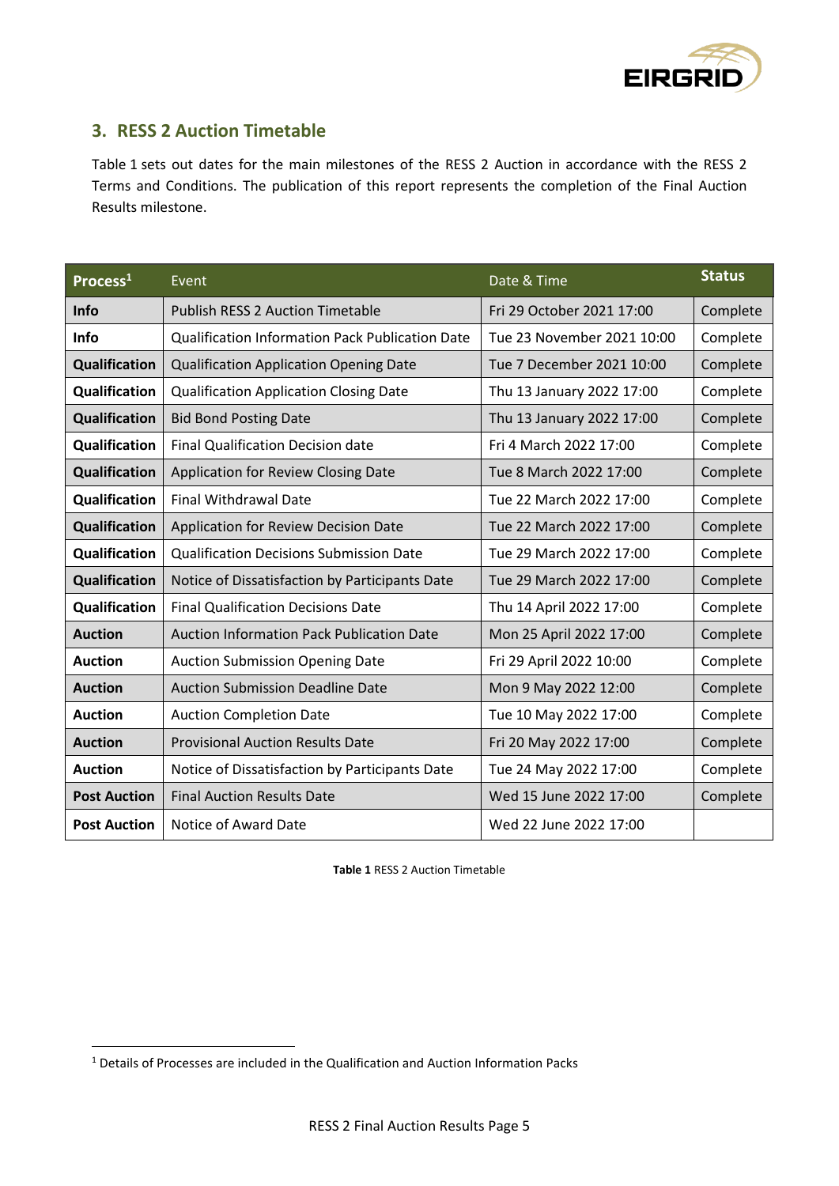## 3. RESS 2 Auction Timetable

Table 1 sets out dates for the main milestones of the RESS 2 Auction in accordance with the RESS 2 Terms and Conditions. The publication of this report represents the completion of the Final Auction Results milestone.

| Process[1] | Event | Date & Time | Status |
|---|---|---|---|
| **Info** | Publish RESS 2 Auction Timetable | Fri 29 October 2021 17:00 | Complete |
| **Info** | Qualification Information Pack Publication Date | Tue 23 November 2021 10:00 | Complete |
| **Qualification** | Qualification Application Opening Date | Tue 7 December 2021 10:00 | Complete |
| **Qualification** | Qualification Application Closing Date | Thu 13 January 2022 17:00 | Complete |
| **Qualification** | Bid Bond Posting Date | Thu 13 January 2022 17:00 | Complete |
| **Qualification** | Final Qualification Decision date | Fri 4 March 2022 17:00 | Complete |
| **Qualification** | Application for Review Closing Date | Tue 8 March 2022 17:00 | Complete |
| **Qualification** | Final Withdrawal Date | Tue 22 March 2022 17:00 | Complete |
| **Qualification** | Application for Review Decision Date | Tue 22 March 2022 17:00 | Complete |
| **Qualification** | Qualification Decisions Submission Date | Tue 29 March 2022 17:00 | Complete |
| **Qualification** | Notice of Dissatisfaction by Participants Date | Tue 29 March 2022 17:00 | Complete |
| **Qualification** | Final Qualification Decisions Date | Thu 14 April 2022 17:00 | Complete |
| **Auction** | Auction Information Pack Publication Date | Mon 25 April 2022 17:00 | Complete |
| **Auction** | Auction Submission Opening Date | Fri 29 April 2022 10:00 | Complete |
| **Auction** | Auction Submission Deadline Date | Mon 9 May 2022 12:00 | Complete |
| **Auction** | Auction Completion Date | Tue 10 May 2022 17:00 | Complete |
| **Auction** | Provisional Auction Results Date | Fri 20 May 2022 17:00 | Complete |
| **Auction** | Notice of Dissatisfaction by Participants Date | Tue 24 May 2022 17:00 | Complete |
| **Post Auction** | Final Auction Results Date | Wed 15 June 2022 17:00 | Complete |
| **Post Auction** | Notice of Award Date | Wed 22 June 2022 17:00 | |

**Table 1** RESS 2 Auction Timetable

[1] Details of Processes are included in the Qualification and Auction Information Packs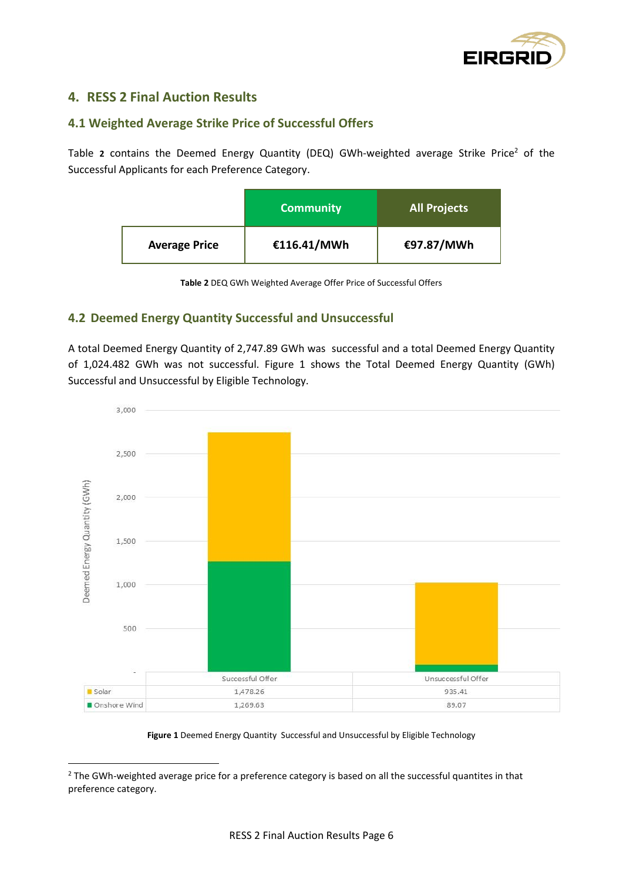## 4. RESS 2 Final Auction Results

### 4.1 Weighted Average Strike Price of Successful Offers

Table **2** contains the Deemed Energy Quantity (DEQ) GWh-weighted average Strike Price[2] of the Successful Applicants for each Preference Category.

| | Community | All Projects |
|---|---|---|
| **Average Price** | **€116.41/MWh** | **€97.87/MWh** |

**Table 2** DEQ GWh Weighted Average Offer Price of Successful Offers

### 4.2 Deemed Energy Quantity Successful and Unsuccessful

A total Deemed Energy Quantity of 2,747.89 GWh was successful and a total Deemed Energy Quantity of 1,024.482 GWh was not successful. Figure 1 shows the Total Deemed Energy Quantity (GWh) Successful and Unsuccessful by Eligible Technology.

| | Successful Offer | Unsuccessful Offer |
|---|---|---|
| Solar | 1,478.26 | 935.41 |
| Onshore Wind | 1,269.63 | 89.07 |

**Figure 1** Deemed Energy Quantity Successful and Unsuccessful by Eligible Technology

[2] The GWh-weighted average price for a preference category is based on all the successful quantites in that preference category.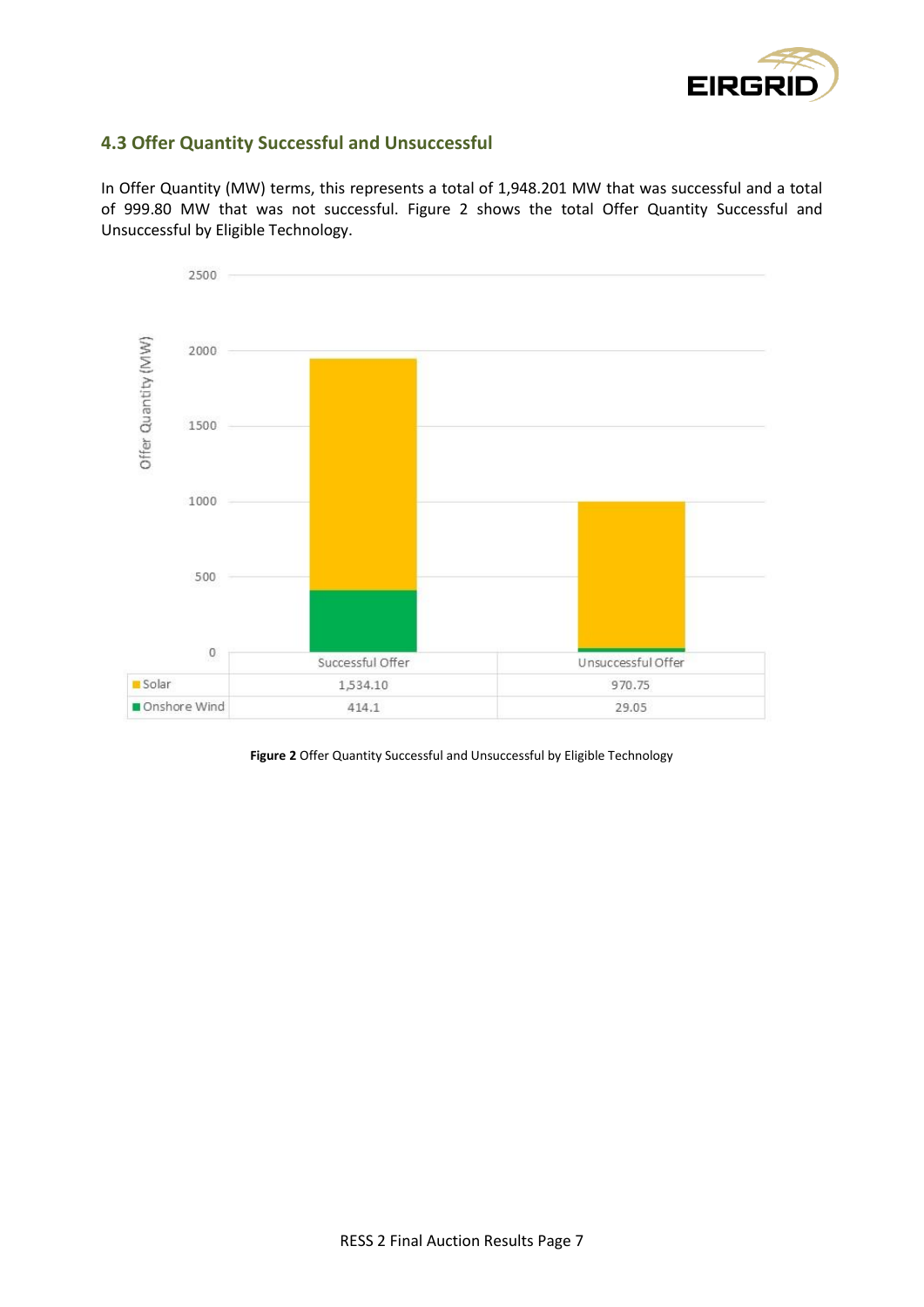## 4.3 Offer Quantity Successful and Unsuccessful

In Offer Quantity (MW) terms, this represents a total of 1,948.201 MW that was successful and a total of 999.80 MW that was not successful. Figure 2 shows the total Offer Quantity Successful and Unsuccessful by Eligible Technology.

| | Successful Offer | Unsuccessful Offer |
|---|---|---|
| Solar | 1,534.10 | 970.75 |
| Onshore Wind | 414.1 | 29.05 |

**Figure 2** Offer Quantity Successful and Unsuccessful by Eligible Technology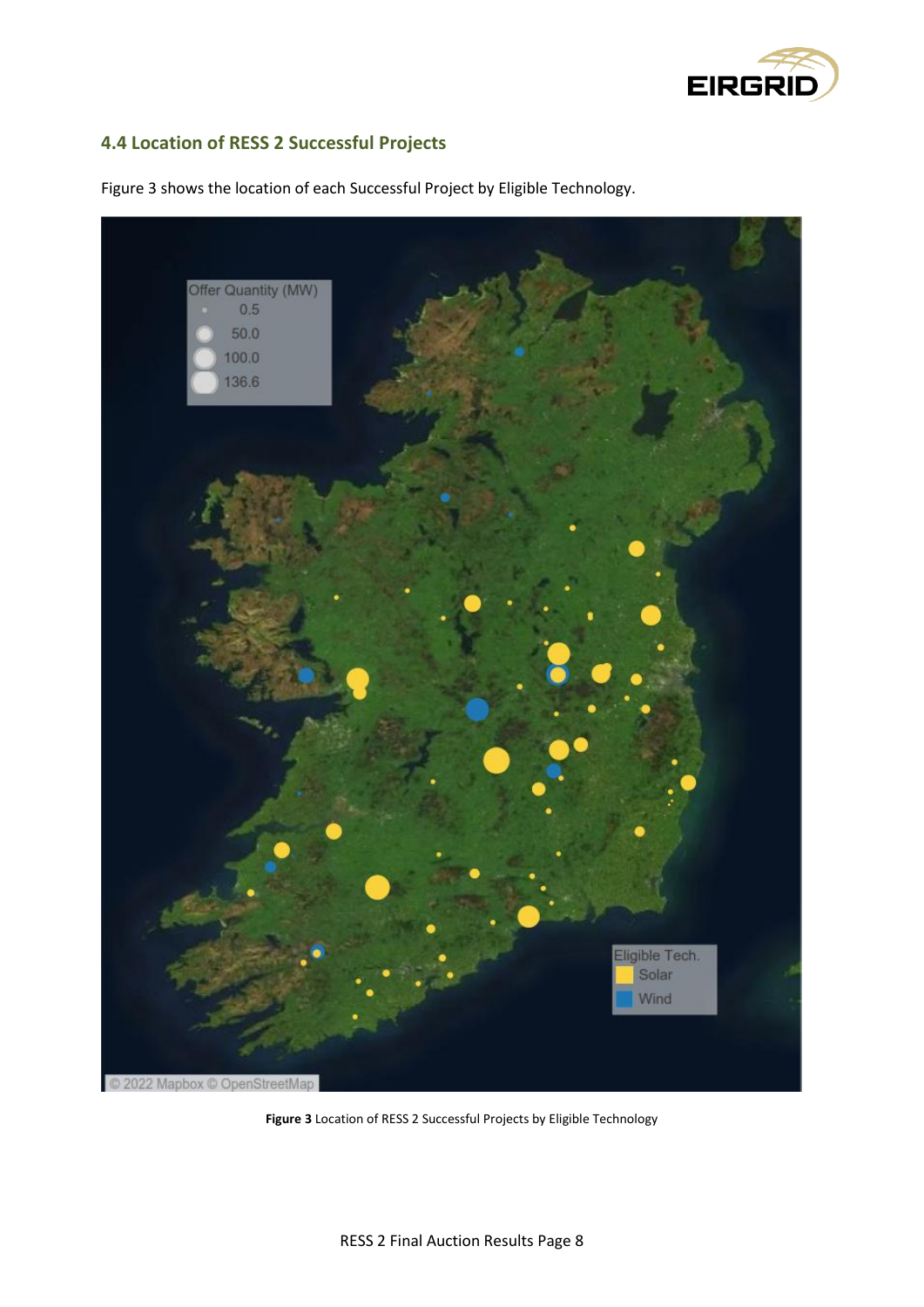## 4.4 Location of RESS 2 Successful Projects

Figure 3 shows the location of each Successful Project by Eligible Technology.

**Figure 3** Location of RESS 2 Successful Projects by Eligible Technology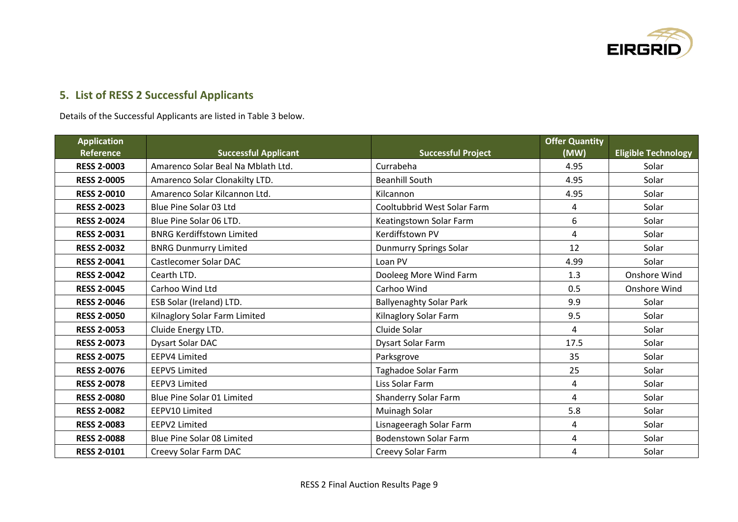## 5. List of RESS 2 Successful Applicants

Details of the Successful Applicants are listed in Table 3 below.

| Application Reference | Successful Applicant | Successful Project | Offer Quantity (MW) | Eligible Technology |
|---|---|---|---|---|
| **RESS 2-0003** | Amarenco Solar Beal Na Mblath Ltd. | Currabeha | 4.95 | Solar |
| **RESS 2-0005** | Amarenco Solar Clonakilty LTD. | Beanhill South | 4.95 | Solar |
| **RESS 2-0010** | Amarenco Solar Kilcannon Ltd. | Kilcannon | 4.95 | Solar |
| **RESS 2-0023** | Blue Pine Solar 03 Ltd | Cooltubbrid West Solar Farm | 4 | Solar |
| **RESS 2-0024** | Blue Pine Solar 06 LTD. | Keatingstown Solar Farm | 6 | Solar |
| **RESS 2-0031** | BNRG Kerdiffstown Limited | Kerdiffstown PV | 4 | Solar |
| **RESS 2-0032** | BNRG Dunmurry Limited | Dunmurry Springs Solar | 12 | Solar |
| **RESS 2-0041** | Castlecomer Solar DAC | Loan PV | 4.99 | Solar |
| **RESS 2-0042** | Cearth LTD. | Dooleeg More Wind Farm | 1.3 | Onshore Wind |
| **RESS 2-0045** | Carhoo Wind Ltd | Carhoo Wind | 0.5 | Onshore Wind |
| **RESS 2-0046** | ESB Solar (Ireland) LTD. | Ballyenaghty Solar Park | 9.9 | Solar |
| **RESS 2-0050** | Kilnaglory Solar Farm Limited | Kilnaglory Solar Farm | 9.5 | Solar |
| **RESS 2-0053** | Cluide Energy LTD. | Cluide Solar | 4 | Solar |
| **RESS 2-0073** | Dysart Solar DAC | Dysart Solar Farm | 17.5 | Solar |
| **RESS 2-0075** | EEPV4 Limited | Parksgrove | 35 | Solar |
| **RESS 2-0076** | EEPV5 Limited | Taghadoe Solar Farm | 25 | Solar |
| **RESS 2-0078** | EEPV3 Limited | Liss Solar Farm | 4 | Solar |
| **RESS 2-0080** | Blue Pine Solar 01 Limited | Shanderry Solar Farm | 4 | Solar |
| **RESS 2-0082** | EEPV10 Limited | Muinagh Solar | 5.8 | Solar |
| **RESS 2-0083** | EEPV2 Limited | Lisnageeragh Solar Farm | 4 | Solar |
| **RESS 2-0088** | Blue Pine Solar 08 Limited | Bodenstown Solar Farm | 4 | Solar |
| **RESS 2-0101** | Creevy Solar Farm DAC | Creevy Solar Farm | 4 | Solar |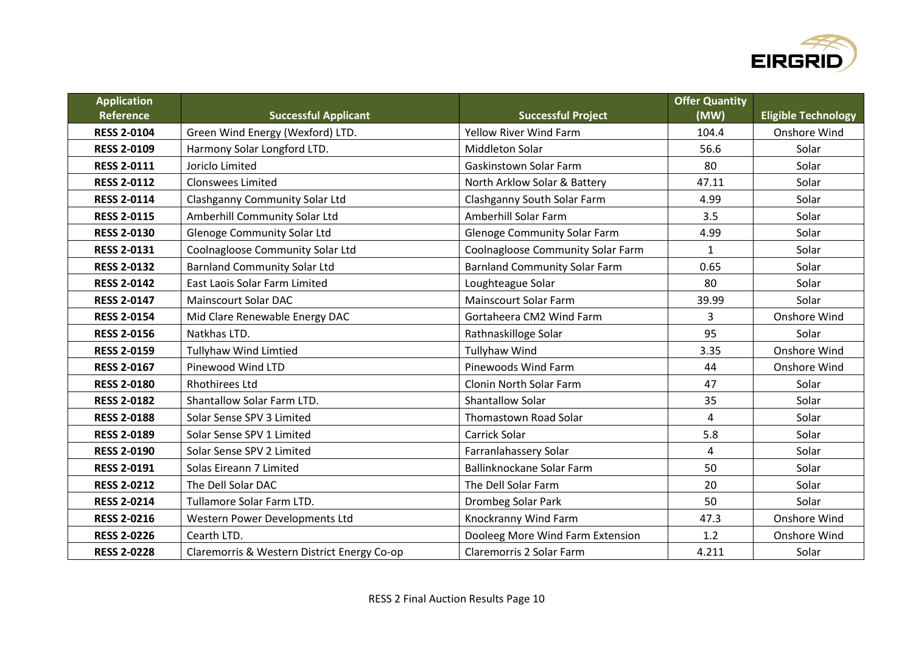| Application Reference | Successful Applicant | Successful Project | Offer Quantity (MW) | Eligible Technology |
|---|---|---|---|---|
| **RESS 2-0104** | Green Wind Energy (Wexford) LTD. | Yellow River Wind Farm | 104.4 | Onshore Wind |
| **RESS 2-0109** | Harmony Solar Longford LTD. | Middleton Solar | 56.6 | Solar |
| **RESS 2-0111** | Joriclo Limited | Gaskinstown Solar Farm | 80 | Solar |
| **RESS 2-0112** | Clonswees Limited | North Arklow Solar & Battery | 47.11 | Solar |
| **RESS 2-0114** | Clashganny Community Solar Ltd | Clashganny South Solar Farm | 4.99 | Solar |
| **RESS 2-0115** | Amberhill Community Solar Ltd | Amberhill Solar Farm | 3.5 | Solar |
| **RESS 2-0130** | Glenoge Community Solar Ltd | Glenoge Community Solar Farm | 4.99 | Solar |
| **RESS 2-0131** | Coolnagloose Community Solar Ltd | Coolnagloose Community Solar Farm | 1 | Solar |
| **RESS 2-0132** | Barnland Community Solar Ltd | Barnland Community Solar Farm | 0.65 | Solar |
| **RESS 2-0142** | East Laois Solar Farm Limited | Loughteague Solar | 80 | Solar |
| **RESS 2-0147** | Mainscourt Solar DAC | Mainscourt Solar Farm | 39.99 | Solar |
| **RESS 2-0154** | Mid Clare Renewable Energy DAC | Gortaheera CM2 Wind Farm | 3 | Onshore Wind |
| **RESS 2-0156** | Natkhas LTD. | Rathnaskilloge Solar | 95 | Solar |
| **RESS 2-0159** | Tullyhaw Wind Limtied | Tullyhaw Wind | 3.35 | Onshore Wind |
| **RESS 2-0167** | Pinewood Wind LTD | Pinewoods Wind Farm | 44 | Onshore Wind |
| **RESS 2-0180** | Rhothirees Ltd | Clonin North Solar Farm | 47 | Solar |
| **RESS 2-0182** | Shantallow Solar Farm LTD. | Shantallow Solar | 35 | Solar |
| **RESS 2-0188** | Solar Sense SPV 3 Limited | Thomastown Road Solar | 4 | Solar |
| **RESS 2-0189** | Solar Sense SPV 1 Limited | Carrick Solar | 5.8 | Solar |
| **RESS 2-0190** | Solar Sense SPV 2 Limited | Farranlahassery Solar | 4 | Solar |
| **RESS 2-0191** | Solas Eireann 7 Limited | Ballinknockane Solar Farm | 50 | Solar |
| **RESS 2-0212** | The Dell Solar DAC | The Dell Solar Farm | 20 | Solar |
| **RESS 2-0214** | Tullamore Solar Farm LTD. | Drombeg Solar Park | 50 | Solar |
| **RESS 2-0216** | Western Power Developments Ltd | Knockranny Wind Farm | 47.3 | Onshore Wind |
| **RESS 2-0226** | Cearth LTD. | Dooleeg More Wind Farm Extension | 1.2 | Onshore Wind |
| **RESS 2-0228** | Claremorris & Western District Energy Co-op | Claremorris 2 Solar Farm | 4.211 | Solar |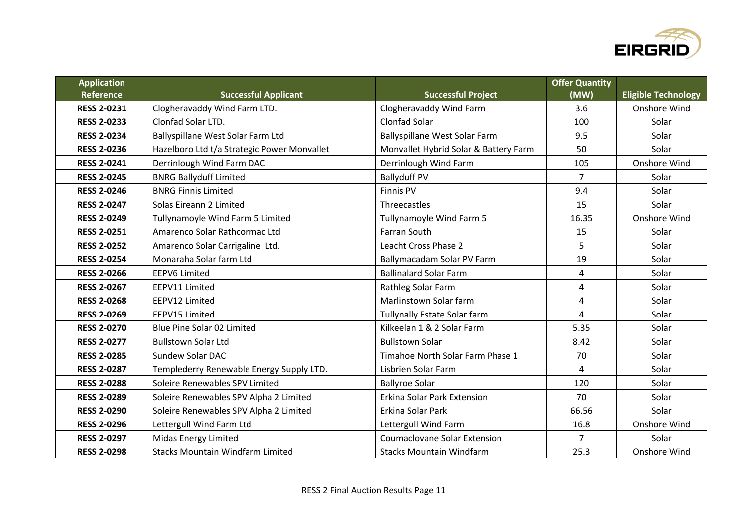| Application Reference | Successful Applicant | Successful Project | Offer Quantity (MW) | Eligible Technology |
|---|---|---|---|---|
| **RESS 2-0231** | Clogheravaddy Wind Farm LTD. | Clogheravaddy Wind Farm | 3.6 | Onshore Wind |
| **RESS 2-0233** | Clonfad Solar LTD. | Clonfad Solar | 100 | Solar |
| **RESS 2-0234** | Ballyspillane West Solar Farm Ltd | Ballyspillane West Solar Farm | 9.5 | Solar |
| **RESS 2-0236** | Hazelboro Ltd t/a Strategic Power Monvallet | Monvallet Hybrid Solar & Battery Farm | 50 | Solar |
| **RESS 2-0241** | Derrinlough Wind Farm DAC | Derrinlough Wind Farm | 105 | Onshore Wind |
| **RESS 2-0245** | BNRG Ballyduff Limited | Ballyduff PV | 7 | Solar |
| **RESS 2-0246** | BNRG Finnis Limited | Finnis PV | 9.4 | Solar |
| **RESS 2-0247** | Solas Eireann 2 Limited | Threecastles | 15 | Solar |
| **RESS 2-0249** | Tullynamoyle Wind Farm 5 Limited | Tullynamoyle Wind Farm 5 | 16.35 | Onshore Wind |
| **RESS 2-0251** | Amarenco Solar Rathcormac Ltd | Farran South | 15 | Solar |
| **RESS 2-0252** | Amarenco Solar Carrigaline Ltd. | Leacht Cross Phase 2 | 5 | Solar |
| **RESS 2-0254** | Monaraha Solar farm Ltd | Ballymacadam Solar PV Farm | 19 | Solar |
| **RESS 2-0266** | EEPV6 Limited | Ballinalard Solar Farm | 4 | Solar |
| **RESS 2-0267** | EEPV11 Limited | Rathleg Solar Farm | 4 | Solar |
| **RESS 2-0268** | EEPV12 Limited | Marlinstown Solar farm | 4 | Solar |
| **RESS 2-0269** | EEPV15 Limited | Tullynally Estate Solar farm | 4 | Solar |
| **RESS 2-0270** | Blue Pine Solar 02 Limited | Kilkeelan 1 & 2 Solar Farm | 5.35 | Solar |
| **RESS 2-0277** | Bullstown Solar Ltd | Bullstown Solar | 8.42 | Solar |
| **RESS 2-0285** | Sundew Solar DAC | Timahoe North Solar Farm Phase 1 | 70 | Solar |
| **RESS 2-0287** | Templederry Renewable Energy Supply LTD. | Lisbrien Solar Farm | 4 | Solar |
| **RESS 2-0288** | Soleire Renewables SPV Limited | Ballyroe Solar | 120 | Solar |
| **RESS 2-0289** | Soleire Renewables SPV Alpha 2 Limited | Erkina Solar Park Extension | 70 | Solar |
| **RESS 2-0290** | Soleire Renewables SPV Alpha 2 Limited | Erkina Solar Park | 66.56 | Solar |
| **RESS 2-0296** | Lettergull Wind Farm Ltd | Lettergull Wind Farm | 16.8 | Onshore Wind |
| **RESS 2-0297** | Midas Energy Limited | Coumaclovane Solar Extension | 7 | Solar |
| **RESS 2-0298** | Stacks Mountain Windfarm Limited | Stacks Mountain Windfarm | 25.3 | Onshore Wind |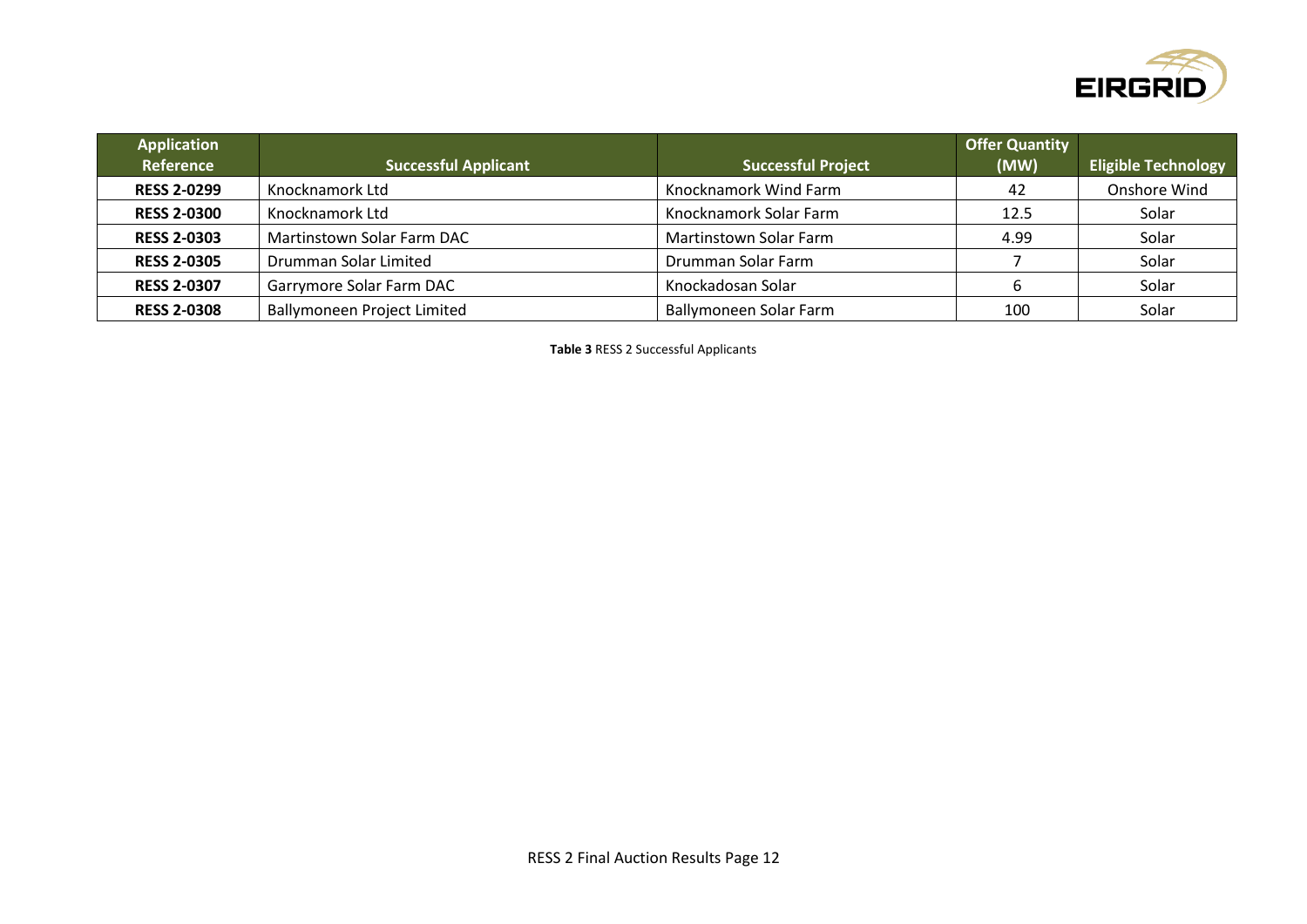| Application Reference | Successful Applicant | Successful Project | Offer Quantity (MW) | Eligible Technology |
|---|---|---|---|---|
| **RESS 2-0299** | Knocknamork Ltd | Knocknamork Wind Farm | 42 | Onshore Wind |
| **RESS 2-0300** | Knocknamork Ltd | Knocknamork Solar Farm | 12.5 | Solar |
| **RESS 2-0303** | Martinstown Solar Farm DAC | Martinstown Solar Farm | 4.99 | Solar |
| **RESS 2-0305** | Drumman Solar Limited | Drumman Solar Farm | 7 | Solar |
| **RESS 2-0307** | Garrymore Solar Farm DAC | Knockadosan Solar | 6 | Solar |
| **RESS 2-0308** | Ballymoneen Project Limited | Ballymoneen Solar Farm | 100 | Solar |

**Table 3** RESS 2 Successful Applicants